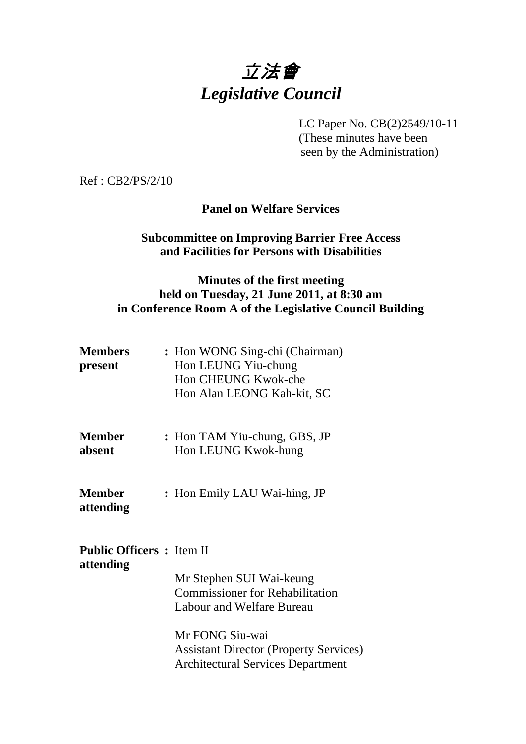# 立法會
# *Legislative Council*

LC Paper No. CB(2)2549/10-11
(These minutes have been seen by the Administration)

Ref : CB2/PS/2/10

**Panel on Welfare Services**

**Subcommittee on Improving Barrier Free Access and Facilities for Persons with Disabilities**

**Minutes of the first meeting held on Tuesday, 21 June 2011, at 8:30 am in Conference Room A of the Legislative Council Building**

**Members present** : Hon WONG Sing-chi (Chairman)
Hon LEUNG Yiu-chung
Hon CHEUNG Kwok-che
Hon Alan LEONG Kah-kit, SC

**Member absent** : Hon TAM Yiu-chung, GBS, JP
Hon LEUNG Kwok-hung

**Member attending** : Hon Emily LAU Wai-hing, JP

**Public Officers attending** : Item II

Mr Stephen SUI Wai-keung
Commissioner for Rehabilitation
Labour and Welfare Bureau

Mr FONG Siu-wai
Assistant Director (Property Services)
Architectural Services Department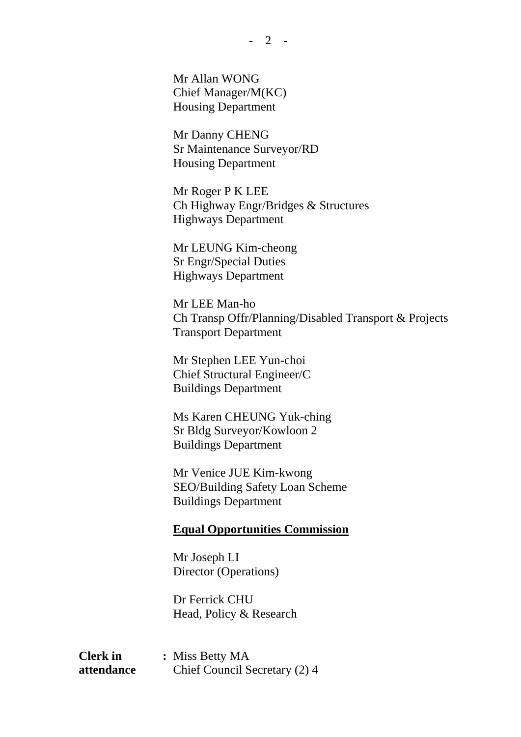Mr Allan WONG
Chief Manager/M(KC)
Housing Department

Mr Danny CHENG
Sr Maintenance Surveyor/RD
Housing Department

Mr Roger P K LEE
Ch Highway Engr/Bridges & Structures
Highways Department

Mr LEUNG Kim-cheong
Sr Engr/Special Duties
Highways Department

Mr LEE Man-ho
Ch Transp Offr/Planning/Disabled Transport & Projects
Transport Department

Mr Stephen LEE Yun-choi
Chief Structural Engineer/C
Buildings Department

Ms Karen CHEUNG Yuk-ching
Sr Bldg Surveyor/Kowloon 2
Buildings Department

Mr Venice JUE Kim-kwong
SEO/Building Safety Loan Scheme
Buildings Department

**Equal Opportunities Commission**

Mr Joseph LI
Director (Operations)

Dr Ferrick CHU
Head, Policy & Research

**Clerk in attendance** : Miss Betty MA
Chief Council Secretary (2) 4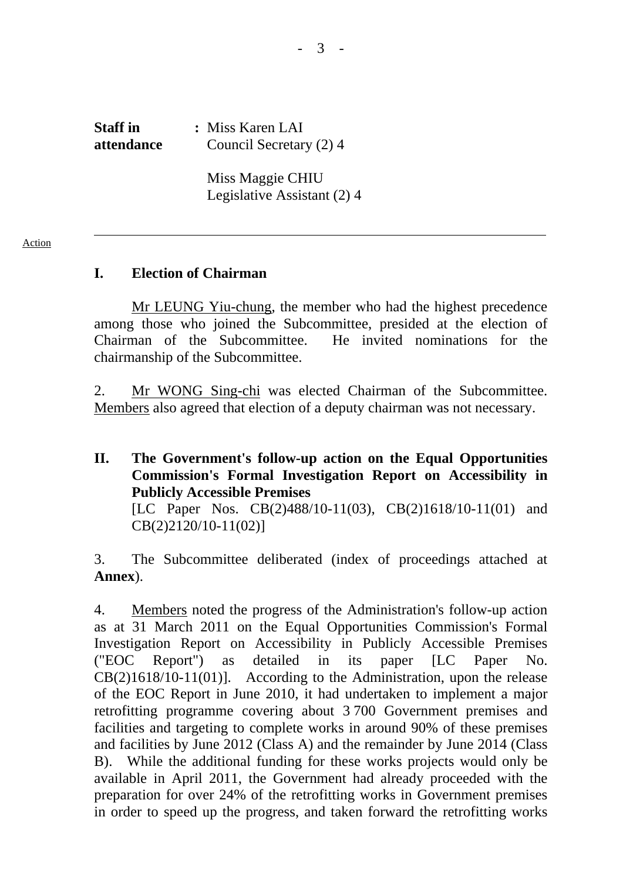| **Staff in attendance** | **:** Miss Karen LAI<br>Council Secretary (2) 4<br><br>Miss Maggie CHIU<br>Legislative Assistant (2) 4 |
|---|---|

---

Action

## I. Election of Chairman

Mr LEUNG Yiu-chung, the member who had the highest precedence among those who joined the Subcommittee, presided at the election of Chairman of the Subcommittee. He invited nominations for the chairmanship of the Subcommittee.

2. Mr WONG Sing-chi was elected Chairman of the Subcommittee. Members also agreed that election of a deputy chairman was not necessary.

## II. The Government's follow-up action on the Equal Opportunities Commission's Formal Investigation Report on Accessibility in Publicly Accessible Premises

[LC Paper Nos. CB(2)488/10-11(03), CB(2)1618/10-11(01) and CB(2)2120/10-11(02)]

3. The Subcommittee deliberated (index of proceedings attached at **Annex**).

4. Members noted the progress of the Administration's follow-up action as at 31 March 2011 on the Equal Opportunities Commission's Formal Investigation Report on Accessibility in Publicly Accessible Premises ("EOC Report") as detailed in its paper [LC Paper No. CB(2)1618/10-11(01)]. According to the Administration, upon the release of the EOC Report in June 2010, it had undertaken to implement a major retrofitting programme covering about 3 700 Government premises and facilities and targeting to complete works in around 90% of these premises and facilities by June 2012 (Class A) and the remainder by June 2014 (Class B). While the additional funding for these works projects would only be available in April 2011, the Government had already proceeded with the preparation for over 24% of the retrofitting works in Government premises in order to speed up the progress, and taken forward the retrofitting works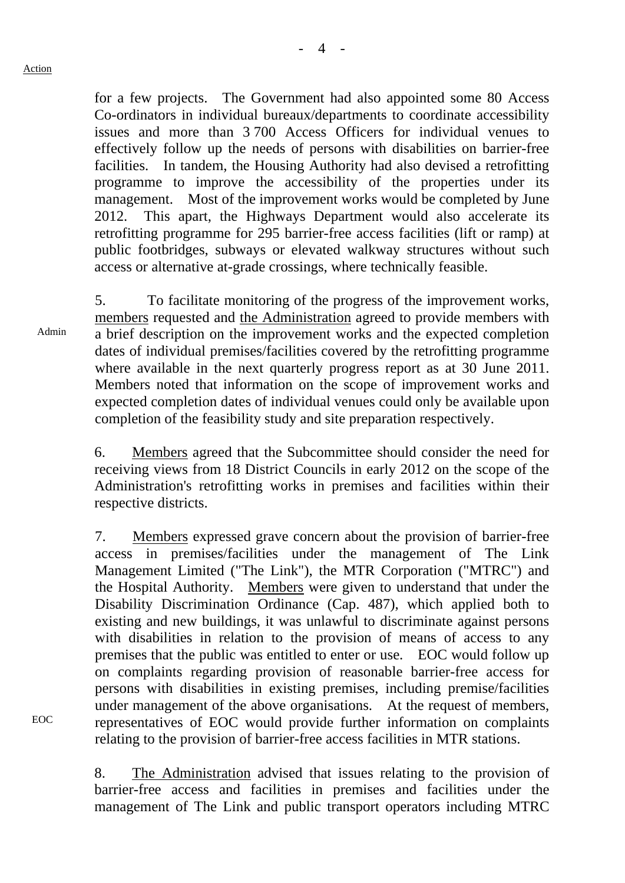Action

for a few projects. The Government had also appointed some 80 Access Co-ordinators in individual bureaux/departments to coordinate accessibility issues and more than 3 700 Access Officers for individual venues to effectively follow up the needs of persons with disabilities on barrier-free facilities. In tandem, the Housing Authority had also devised a retrofitting programme to improve the accessibility of the properties under its management. Most of the improvement works would be completed by June 2012. This apart, the Highways Department would also accelerate its retrofitting programme for 295 barrier-free access facilities (lift or ramp) at public footbridges, subways or elevated walkway structures without such access or alternative at-grade crossings, where technically feasible.

Admin

5. To facilitate monitoring of the progress of the improvement works, members requested and the Administration agreed to provide members with a brief description on the improvement works and the expected completion dates of individual premises/facilities covered by the retrofitting programme where available in the next quarterly progress report as at 30 June 2011. Members noted that information on the scope of improvement works and expected completion dates of individual venues could only be available upon completion of the feasibility study and site preparation respectively.

6. Members agreed that the Subcommittee should consider the need for receiving views from 18 District Councils in early 2012 on the scope of the Administration's retrofitting works in premises and facilities within their respective districts.

EOC

7. Members expressed grave concern about the provision of barrier-free access in premises/facilities under the management of The Link Management Limited ("The Link"), the MTR Corporation ("MTRC") and the Hospital Authority. Members were given to understand that under the Disability Discrimination Ordinance (Cap. 487), which applied both to existing and new buildings, it was unlawful to discriminate against persons with disabilities in relation to the provision of means of access to any premises that the public was entitled to enter or use. EOC would follow up on complaints regarding provision of reasonable barrier-free access for persons with disabilities in existing premises, including premise/facilities under management of the above organisations. At the request of members, representatives of EOC would provide further information on complaints relating to the provision of barrier-free access facilities in MTR stations.

8. The Administration advised that issues relating to the provision of barrier-free access and facilities in premises and facilities under the management of The Link and public transport operators including MTRC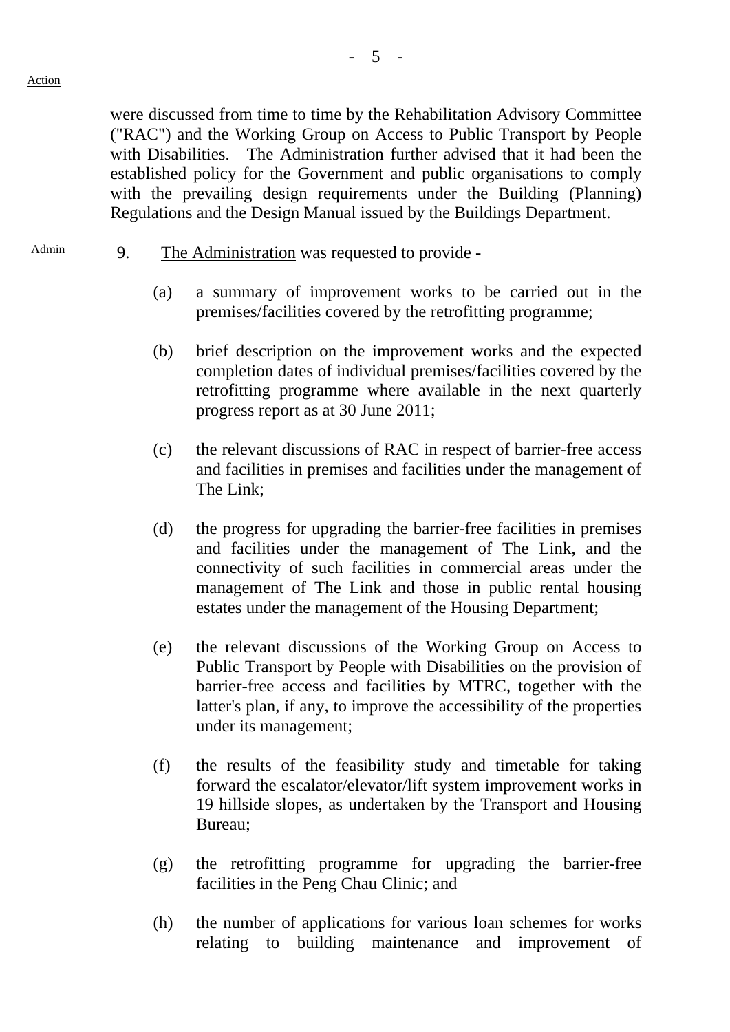Action

were discussed from time to time by the Rehabilitation Advisory Committee ("RAC") and the Working Group on Access to Public Transport by People with Disabilities. The Administration further advised that it had been the established policy for the Government and public organisations to comply with the prevailing design requirements under the Building (Planning) Regulations and the Design Manual issued by the Buildings Department.

Admin

9. The Administration was requested to provide -

(a) a summary of improvement works to be carried out in the premises/facilities covered by the retrofitting programme;

(b) brief description on the improvement works and the expected completion dates of individual premises/facilities covered by the retrofitting programme where available in the next quarterly progress report as at 30 June 2011;

(c) the relevant discussions of RAC in respect of barrier-free access and facilities in premises and facilities under the management of The Link;

(d) the progress for upgrading the barrier-free facilities in premises and facilities under the management of The Link, and the connectivity of such facilities in commercial areas under the management of The Link and those in public rental housing estates under the management of the Housing Department;

(e) the relevant discussions of the Working Group on Access to Public Transport by People with Disabilities on the provision of barrier-free access and facilities by MTRC, together with the latter's plan, if any, to improve the accessibility of the properties under its management;

(f) the results of the feasibility study and timetable for taking forward the escalator/elevator/lift system improvement works in 19 hillside slopes, as undertaken by the Transport and Housing Bureau;

(g) the retrofitting programme for upgrading the barrier-free facilities in the Peng Chau Clinic; and

(h) the number of applications for various loan schemes for works relating to building maintenance and improvement of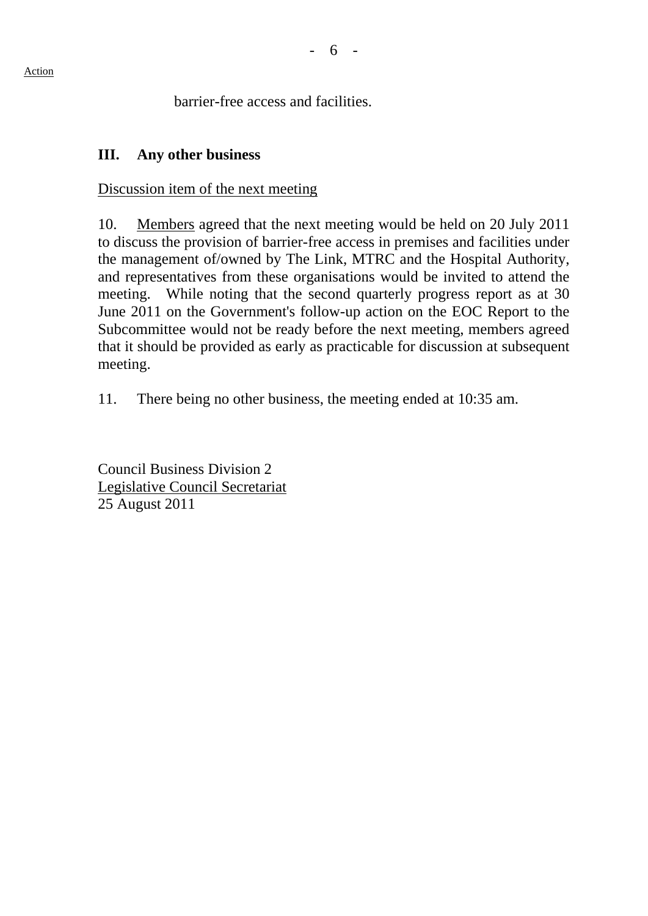Action

barrier-free access and facilities.

## III. Any other business

Discussion item of the next meeting

10. Members agreed that the next meeting would be held on 20 July 2011 to discuss the provision of barrier-free access in premises and facilities under the management of/owned by The Link, MTRC and the Hospital Authority, and representatives from these organisations would be invited to attend the meeting. While noting that the second quarterly progress report as at 30 June 2011 on the Government's follow-up action on the EOC Report to the Subcommittee would not be ready before the next meeting, members agreed that it should be provided as early as practicable for discussion at subsequent meeting.

11. There being no other business, the meeting ended at 10:35 am.

Council Business Division 2
Legislative Council Secretariat
25 August 2011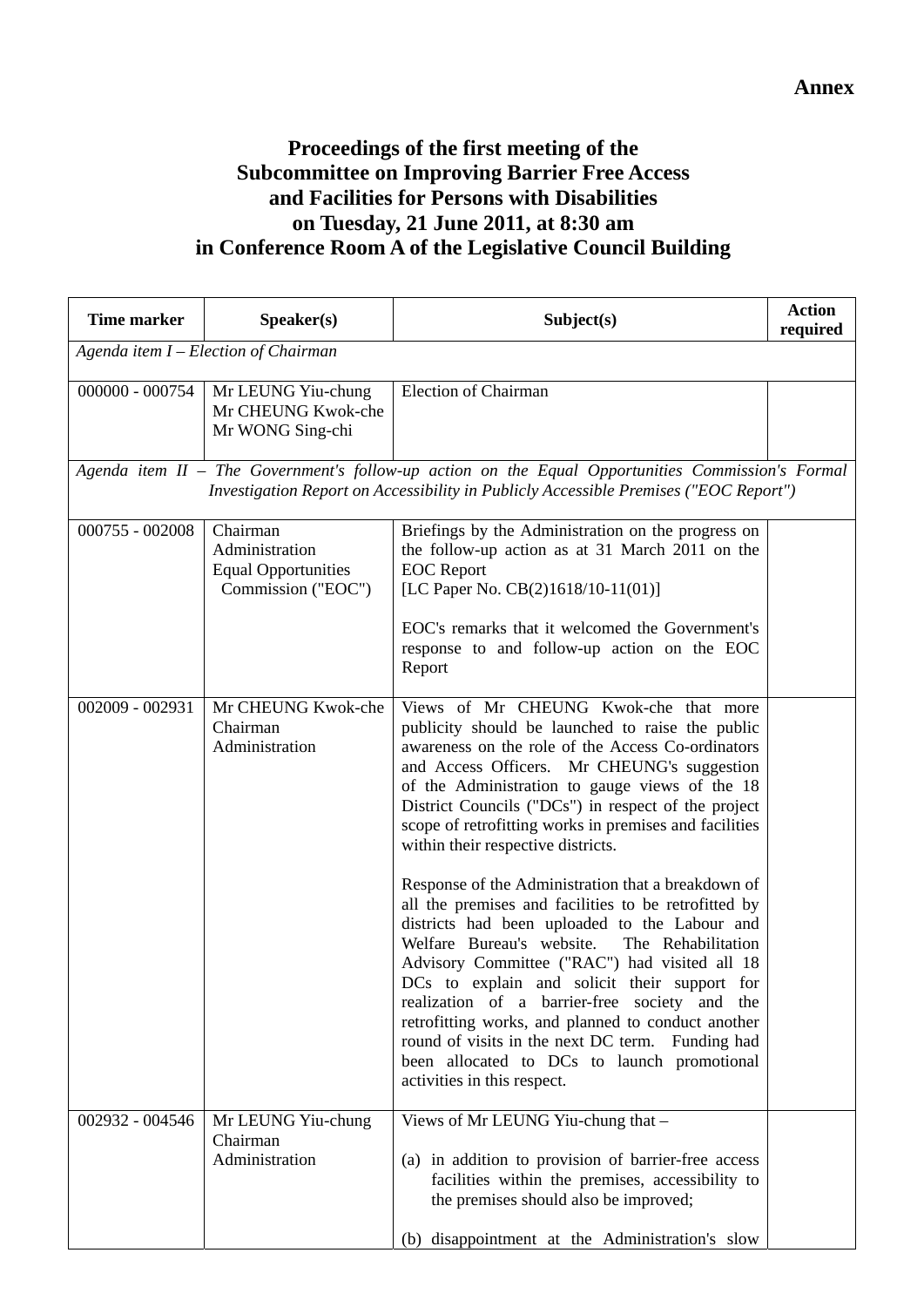**Annex**

# Proceedings of the first meeting of the Subcommittee on Improving Barrier Free Access and Facilities for Persons with Disabilities on Tuesday, 21 June 2011, at 8:30 am in Conference Room A of the Legislative Council Building

| Time marker | Speaker(s) | Subject(s) | Action required |
|---|---|---|---|
| *Agenda item I – Election of Chairman* | | | |
| 000000 - 000754 | Mr LEUNG Yiu-chung<br>Mr CHEUNG Kwok-che<br>Mr WONG Sing-chi | Election of Chairman | |
| *Agenda item II – The Government's follow-up action on the Equal Opportunities Commission's Formal Investigation Report on Accessibility in Publicly Accessible Premises ("EOC Report")* | | | |
| 000755 - 002008 | Chairman<br>Administration<br>Equal Opportunities Commission ("EOC") | Briefings by the Administration on the progress on the follow-up action as at 31 March 2011 on the EOC Report<br>[LC Paper No. CB(2)1618/10-11(01)]<br><br>EOC's remarks that it welcomed the Government's response to and follow-up action on the EOC Report | |
| 002009 - 002931 | Mr CHEUNG Kwok-che<br>Chairman<br>Administration | Views of Mr CHEUNG Kwok-che that more publicity should be launched to raise the public awareness on the role of the Access Co-ordinators and Access Officers. Mr CHEUNG's suggestion of the Administration to gauge views of the 18 District Councils ("DCs") in respect of the project scope of retrofitting works in premises and facilities within their respective districts.<br><br>Response of the Administration that a breakdown of all the premises and facilities to be retrofitted by districts had been uploaded to the Labour and Welfare Bureau's website. The Rehabilitation Advisory Committee ("RAC") had visited all 18 DCs to explain and solicit their support for realization of a barrier-free society and the retrofitting works, and planned to conduct another round of visits in the next DC term. Funding had been allocated to DCs to launch promotional activities in this respect. | |
| 002932 - 004546 | Mr LEUNG Yiu-chung<br>Chairman<br>Administration | Views of Mr LEUNG Yiu-chung that –<br><br>(a) in addition to provision of barrier-free access facilities within the premises, accessibility to the premises should also be improved;<br><br>(b) disappointment at the Administration's slow | |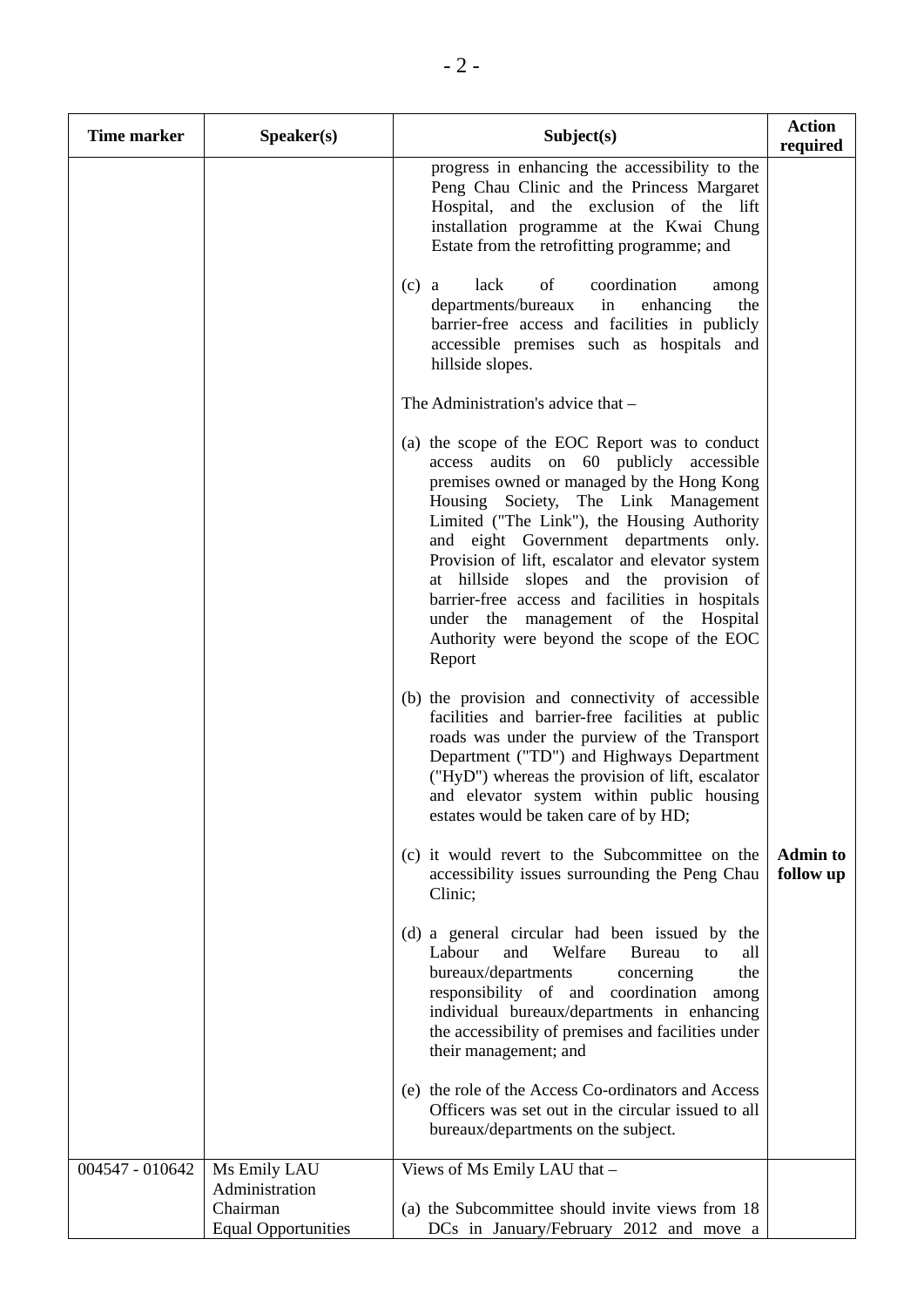| Time marker | Speaker(s) | Subject(s) | Action required |
|---|---|---|---|
| | | progress in enhancing the accessibility to the Peng Chau Clinic and the Princess Margaret Hospital, and the exclusion of the lift installation programme at the Kwai Chung Estate from the retrofitting programme; and<br><br>(c) a lack of coordination among departments/bureaux in enhancing the barrier-free access and facilities in publicly accessible premises such as hospitals and hillside slopes.<br><br>The Administration's advice that –<br><br>(a) the scope of the EOC Report was to conduct access audits on 60 publicly accessible premises owned or managed by the Hong Kong Housing Society, The Link Management Limited ("The Link"), the Housing Authority and eight Government departments only. Provision of lift, escalator and elevator system at hillside slopes and the provision of barrier-free access and facilities in hospitals under the management of the Hospital Authority were beyond the scope of the EOC Report<br><br>(b) the provision and connectivity of accessible facilities and barrier-free facilities at public roads was under the purview of the Transport Department ("TD") and Highways Department ("HyD") whereas the provision of lift, escalator and elevator system within public housing estates would be taken care of by HD;<br><br>(c) it would revert to the Subcommittee on the accessibility issues surrounding the Peng Chau Clinic;<br><br>(d) a general circular had been issued by the Labour and Welfare Bureau to all bureaux/departments concerning the responsibility of and coordination among individual bureaux/departments in enhancing the accessibility of premises and facilities under their management; and<br><br>(e) the role of the Access Co-ordinators and Access Officers was set out in the circular issued to all bureaux/departments on the subject. | **Admin to follow up** |
| 004547 - 010642 | Ms Emily LAU<br>Administration<br>Chairman<br>Equal Opportunities | Views of Ms Emily LAU that –<br><br>(a) the Subcommittee should invite views from 18 DCs in January/February 2012 and move a | |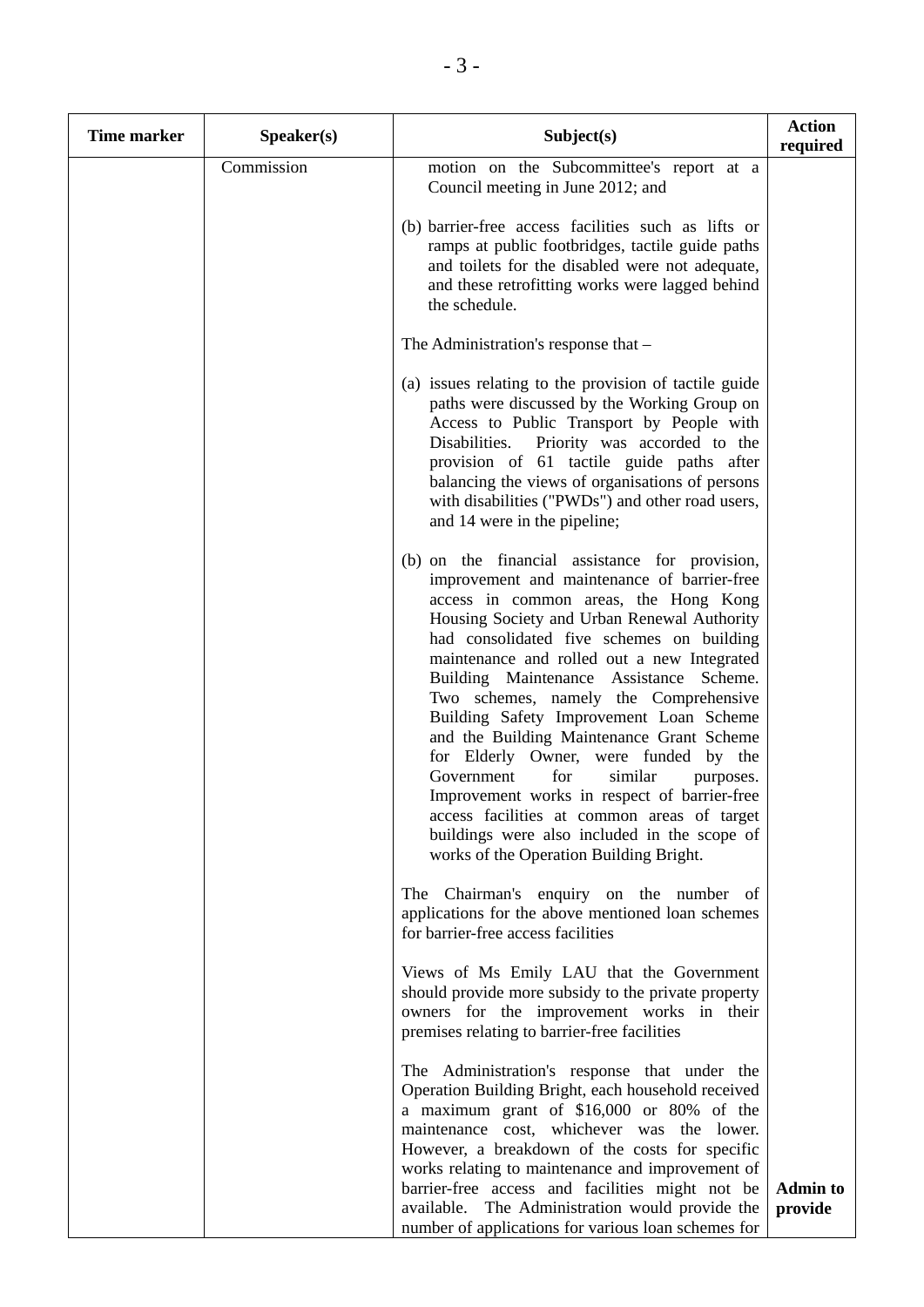| Time marker | Speaker(s) | Subject(s) | Action required |
|---|---|---|---|
| | Commission | motion on the Subcommittee's report at a Council meeting in June 2012; and<br><br>(b) barrier-free access facilities such as lifts or ramps at public footbridges, tactile guide paths and toilets for the disabled were not adequate, and these retrofitting works were lagged behind the schedule.<br><br>The Administration's response that –<br><br>(a) issues relating to the provision of tactile guide paths were discussed by the Working Group on Access to Public Transport by People with Disabilities. Priority was accorded to the provision of 61 tactile guide paths after balancing the views of organisations of persons with disabilities ("PWDs") and other road users, and 14 were in the pipeline;<br><br>(b) on the financial assistance for provision, improvement and maintenance of barrier-free access in common areas, the Hong Kong Housing Society and Urban Renewal Authority had consolidated five schemes on building maintenance and rolled out a new Integrated Building Maintenance Assistance Scheme. Two schemes, namely the Comprehensive Building Safety Improvement Loan Scheme and the Building Maintenance Grant Scheme for Elderly Owner, were funded by the Government for similar purposes. Improvement works in respect of barrier-free access facilities at common areas of target buildings were also included in the scope of works of the Operation Building Bright.<br><br>The Chairman's enquiry on the number of applications for the above mentioned loan schemes for barrier-free access facilities<br><br>Views of Ms Emily LAU that the Government should provide more subsidy to the private property owners for the improvement works in their premises relating to barrier-free facilities<br><br>The Administration's response that under the Operation Building Bright, each household received a maximum grant of $16,000 or 80% of the maintenance cost, whichever was the lower. However, a breakdown of the costs for specific works relating to maintenance and improvement of barrier-free access and facilities might not be available. The Administration would provide the number of applications for various loan schemes for | **Admin to provide** |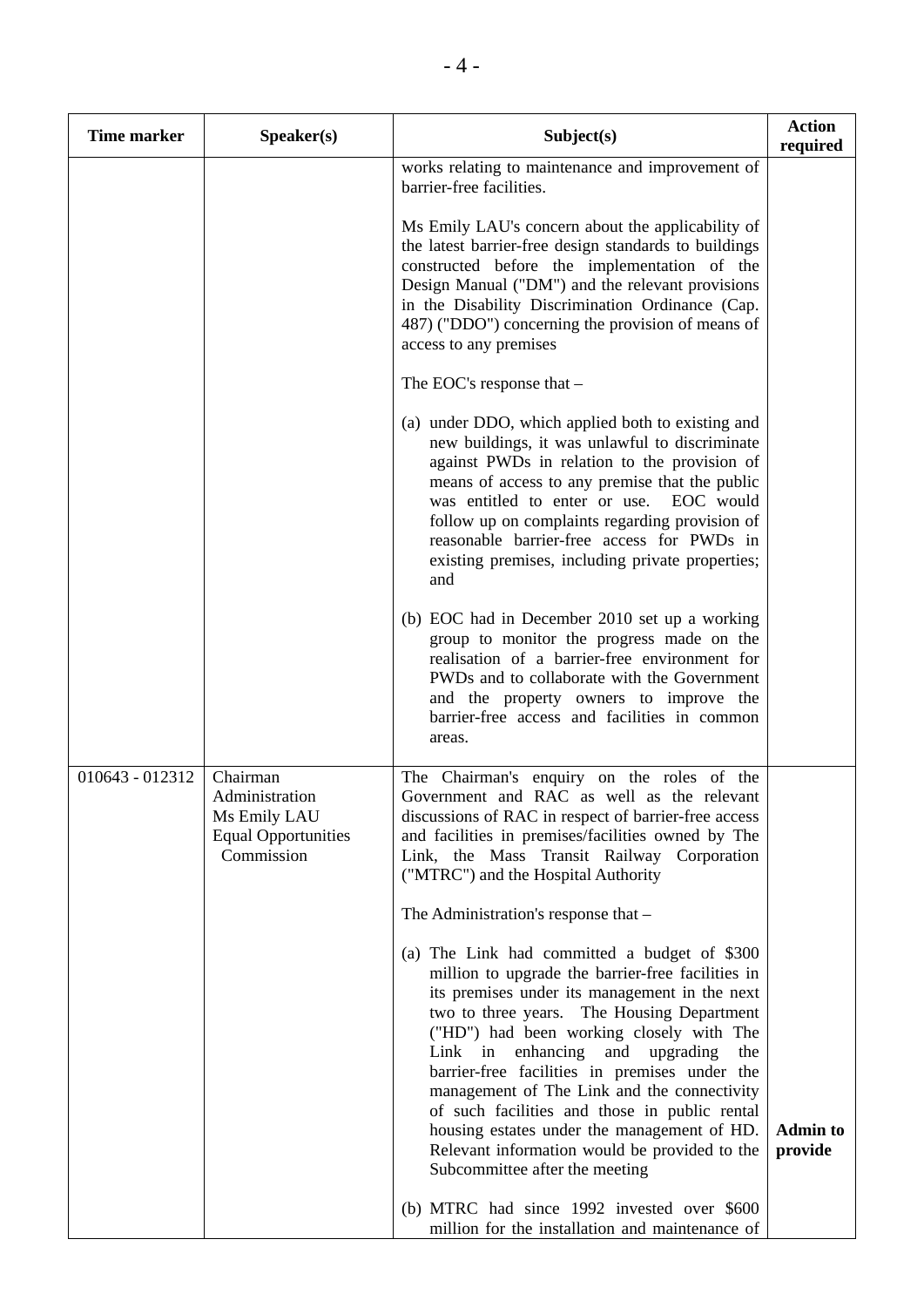| Time marker | Speaker(s) | Subject(s) | Action required |
|---|---|---|---|
| | | works relating to maintenance and improvement of barrier-free facilities.<br><br>Ms Emily LAU's concern about the applicability of the latest barrier-free design standards to buildings constructed before the implementation of the Design Manual ("DM") and the relevant provisions in the Disability Discrimination Ordinance (Cap. 487) ("DDO") concerning the provision of means of access to any premises<br><br>The EOC's response that –<br><br>(a) under DDO, which applied both to existing and new buildings, it was unlawful to discriminate against PWDs in relation to the provision of means of access to any premise that the public was entitled to enter or use. EOC would follow up on complaints regarding provision of reasonable barrier-free access for PWDs in existing premises, including private properties; and<br><br>(b) EOC had in December 2010 set up a working group to monitor the progress made on the realisation of a barrier-free environment for PWDs and to collaborate with the Government and the property owners to improve the barrier-free access and facilities in common areas. | |
| 010643 - 012312 | Chairman<br>Administration<br>Ms Emily LAU<br>Equal Opportunities Commission | The Chairman's enquiry on the roles of the Government and RAC as well as the relevant discussions of RAC in respect of barrier-free access and facilities in premises/facilities owned by The Link, the Mass Transit Railway Corporation ("MTRC") and the Hospital Authority<br><br>The Administration's response that –<br><br>(a) The Link had committed a budget of $300 million to upgrade the barrier-free facilities in its premises under its management in the next two to three years. The Housing Department ("HD") had been working closely with The Link in enhancing and upgrading the barrier-free facilities in premises under the management of The Link and the connectivity of such facilities and those in public rental housing estates under the management of HD. Relevant information would be provided to the Subcommittee after the meeting<br><br>(b) MTRC had since 1992 invested over $600 million for the installation and maintenance of | **Admin to provide** |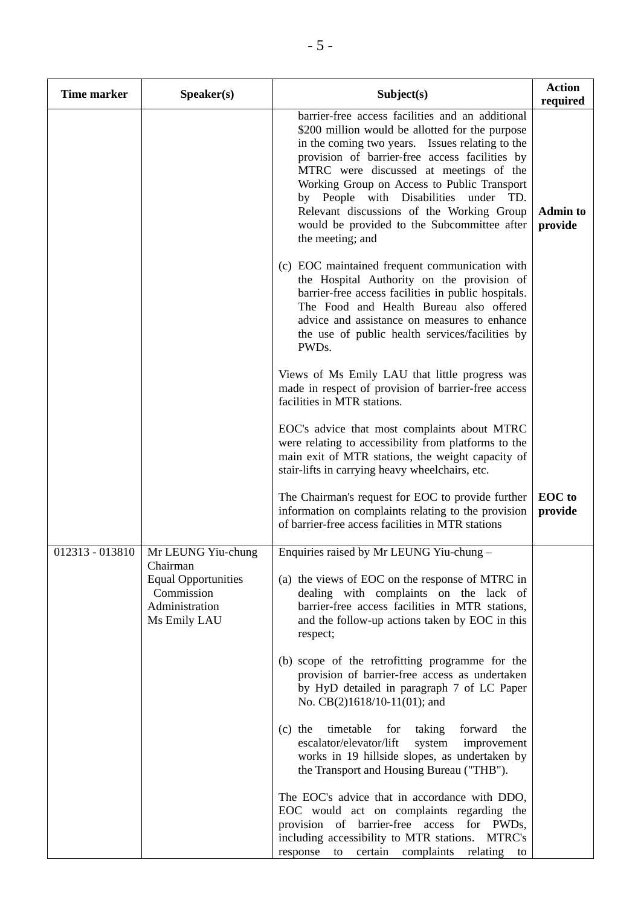| Time marker | Speaker(s) | Subject(s) | Action required |
|---|---|---|---|
| | | barrier-free access facilities and an additional $200 million would be allotted for the purpose in the coming two years. Issues relating to the provision of barrier-free access facilities by MTRC were discussed at meetings of the Working Group on Access to Public Transport by People with Disabilities under TD. Relevant discussions of the Working Group would be provided to the Subcommittee after the meeting; and<br><br>(c) EOC maintained frequent communication with the Hospital Authority on the provision of barrier-free access facilities in public hospitals. The Food and Health Bureau also offered advice and assistance on measures to enhance the use of public health services/facilities by PWDs.<br><br>Views of Ms Emily LAU that little progress was made in respect of provision of barrier-free access facilities in MTR stations.<br><br>EOC's advice that most complaints about MTRC were relating to accessibility from platforms to the main exit of MTR stations, the weight capacity of stair-lifts in carrying heavy wheelchairs, etc.<br><br>The Chairman's request for EOC to provide further information on complaints relating to the provision of barrier-free access facilities in MTR stations | **Admin to provide**<br><br>**EOC to provide** |
| 012313 - 013810 | Mr LEUNG Yiu-chung<br>Chairman<br>Equal Opportunities Commission<br>Administration<br>Ms Emily LAU | Enquiries raised by Mr LEUNG Yiu-chung –<br><br>(a) the views of EOC on the response of MTRC in dealing with complaints on the lack of barrier-free access facilities in MTR stations, and the follow-up actions taken by EOC in this respect;<br><br>(b) scope of the retrofitting programme for the provision of barrier-free access as undertaken by HyD detailed in paragraph 7 of LC Paper No. CB(2)1618/10-11(01); and<br><br>(c) the timetable for taking forward the escalator/elevator/lift system improvement works in 19 hillside slopes, as undertaken by the Transport and Housing Bureau ("THB").<br><br>The EOC's advice that in accordance with DDO, EOC would act on complaints regarding the provision of barrier-free access for PWDs, including accessibility to MTR stations. MTRC's response to certain complaints relating to | |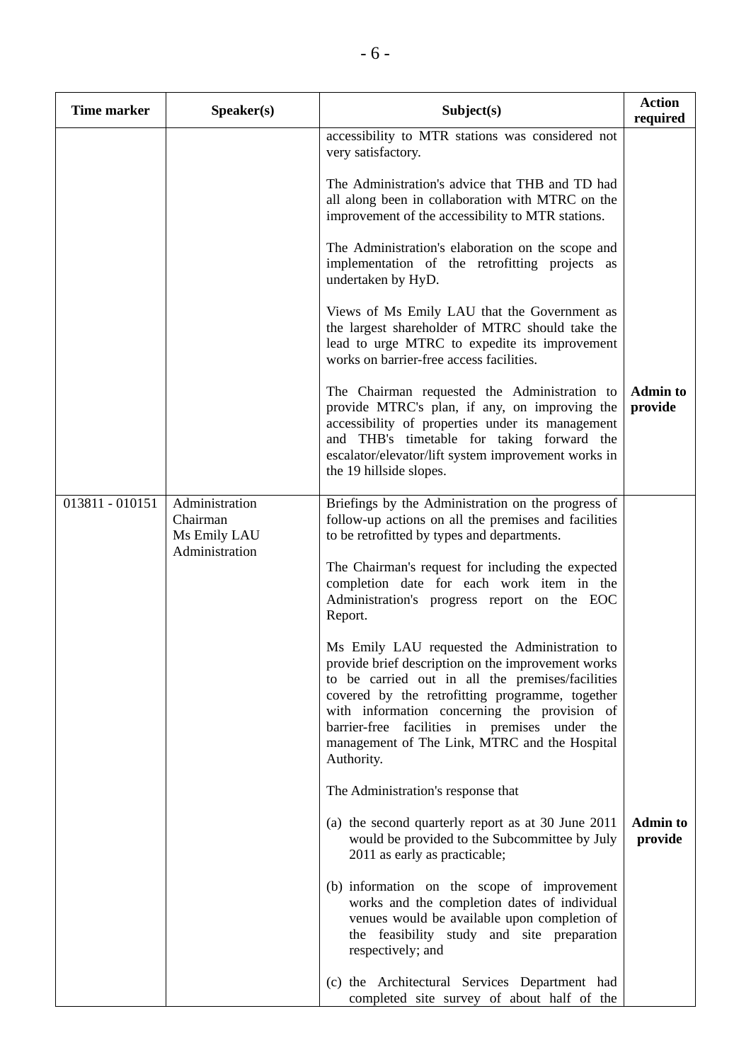| Time marker | Speaker(s) | Subject(s) | Action required |
|---|---|---|---|
| | | accessibility to MTR stations was considered not very satisfactory.<br><br>The Administration's advice that THB and TD had all along been in collaboration with MTRC on the improvement of the accessibility to MTR stations.<br><br>The Administration's elaboration on the scope and implementation of the retrofitting projects as undertaken by HyD.<br><br>Views of Ms Emily LAU that the Government as the largest shareholder of MTRC should take the lead to urge MTRC to expedite its improvement works on barrier-free access facilities.<br><br>The Chairman requested the Administration to provide MTRC's plan, if any, on improving the accessibility of properties under its management and THB's timetable for taking forward the escalator/elevator/lift system improvement works in the 19 hillside slopes. | **Admin to provide** |
| 013811 - 010151 | Administration<br>Chairman<br>Ms Emily LAU<br>Administration | Briefings by the Administration on the progress of follow-up actions on all the premises and facilities to be retrofitted by types and departments.<br><br>The Chairman's request for including the expected completion date for each work item in the Administration's progress report on the EOC Report.<br><br>Ms Emily LAU requested the Administration to provide brief description on the improvement works to be carried out in all the premises/facilities covered by the retrofitting programme, together with information concerning the provision of barrier-free facilities in premises under the management of The Link, MTRC and the Hospital Authority.<br><br>The Administration's response that<br><br>(a) the second quarterly report as at 30 June 2011 would be provided to the Subcommittee by July 2011 as early as practicable;<br><br>(b) information on the scope of improvement works and the completion dates of individual venues would be available upon completion of the feasibility study and site preparation respectively; and<br><br>(c) the Architectural Services Department had completed site survey of about half of the | **Admin to provide** |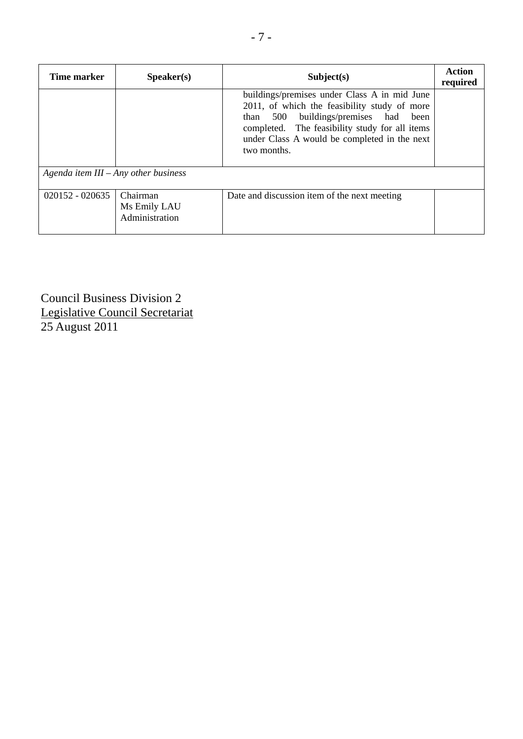| Time marker | Speaker(s) | Subject(s) | Action required |
|---|---|---|---|
| | | buildings/premises under Class A in mid June 2011, of which the feasibility study of more than 500 buildings/premises had been completed. The feasibility study for all items under Class A would be completed in the next two months. | |
| *Agenda item III – Any other business* | | | |
| 020152 - 020635 | Chairman<br>Ms Emily LAU<br>Administration | Date and discussion item of the next meeting | |

Council Business Division 2
Legislative Council Secretariat
25 August 2011